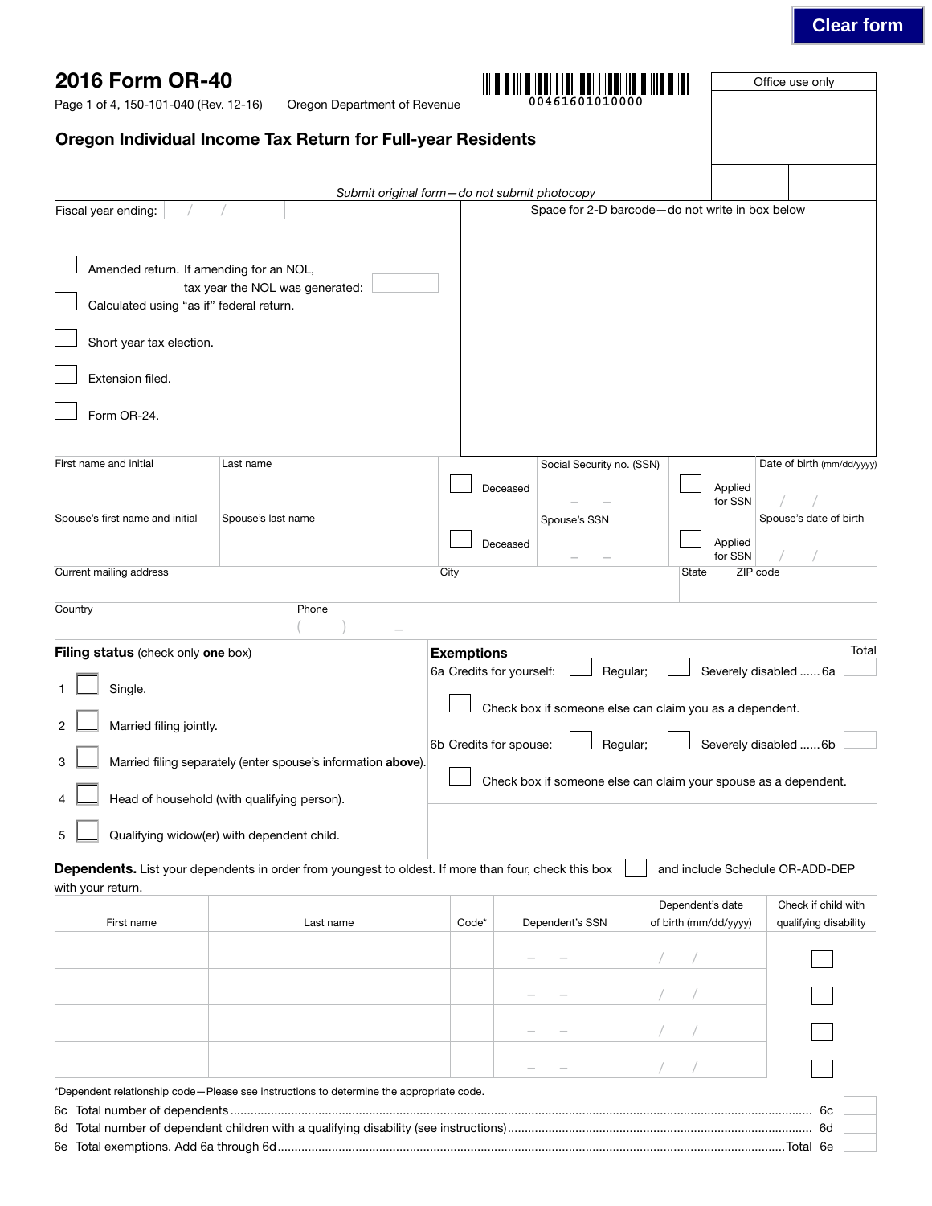Clear form

# 2016 Form OR-40

Page 1 of 4, 150-101-040 (Rev. 12-16) Oregon Department of Revenue

00461601010000

Office use only

## Oregon Individual Income Tax Return for Full-year Residents

*Submit original form—do not submit photocopy*

Fiscal year ending: / /

Space for 2-D barcode—do not write in box below

☐ Amended return. If amending for an NOL, tax year the NOL was generated:

☐ Calculated using "as if" federal return.

☐ Short year tax election.

☐ Extension filed.

☐ Form OR-24.

| First name and initial | Last name | ☐ Deceased | Social Security no. (SSN) | ☐ Applied for SSN | Date of birth (mm/dd/yyyy) |
|---|---|---|---|---|---|
| Spouse's first name and initial | Spouse's last name | ☐ Deceased | Spouse's SSN | ☐ Applied for SSN | Spouse's date of birth |

| Current mailing address | City | State | ZIP code |
|---|---|---|---|
| Country | Phone ( ) – | | |

**Filing status** (check only **one** box)

1. ☐ Single.
2. ☐ Married filing jointly.
3. ☐ Married filing separately (enter spouse's information **above**).
4. ☐ Head of household (with qualifying person).
5. ☐ Qualifying widow(er) with dependent child.

**Exemptions** Total

6a Credits for yourself: ☐ Regular; ☐ Severely disabled ...... 6a

☐ Check box if someone else can claim you as a dependent.

6b Credits for spouse: ☐ Regular; ☐ Severely disabled ...... 6b

☐ Check box if someone else can claim your spouse as a dependent.

**Dependents.** List your dependents in order from youngest to oldest. If more than four, check this box ☐ and include Schedule OR-ADD-DEP with your return.

| First name | Last name | Code* | Dependent's SSN | Dependent's date of birth (mm/dd/yyyy) | Check if child with qualifying disability |
|---|---|---|---|---|---|
| | | | – – | / / | ☐ |
| | | | – – | / / | ☐ |
| | | | – – | / / | ☐ |
| | | | – – | / / | ☐ |

*Dependent relationship code—Please see instructions to determine the appropriate code.

6c Total number of dependents ........................................ 6c

6d Total number of dependent children with a qualifying disability (see instructions) ........................................ 6d

6e Total exemptions. Add 6a through 6d ........................................ Total 6e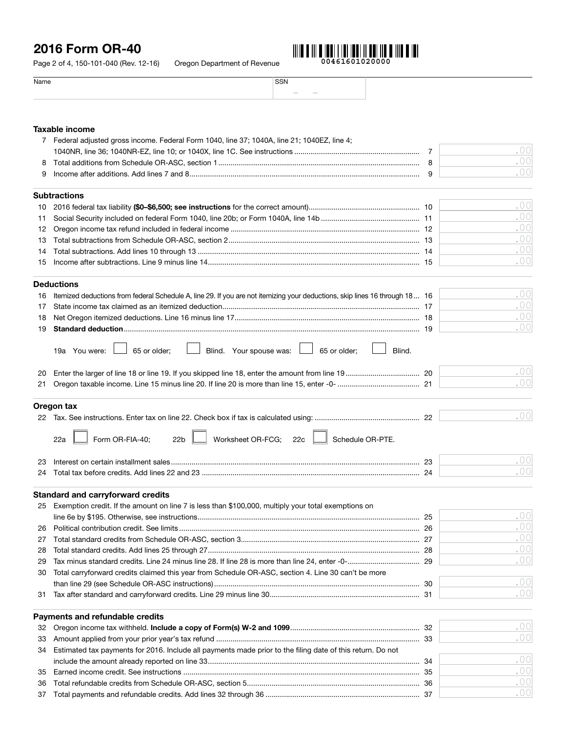# 2016 Form OR-40

Page 2 of 4, 150-101-040 (Rev. 12-16) Oregon Department of Revenue

00461601020000

Name | SSN

## Taxable income

| | | | |
|---|---|---|---|
| 7 | Federal adjusted gross income. Federal Form 1040, line 37; 1040A, line 21; 1040EZ, line 4; 1040NR, line 36; 1040NR-EZ, line 10; or 1040X, line 1C. See instructions | 7 | .00 |
| 8 | Total additions from Schedule OR-ASC, section 1 | 8 | .00 |
| 9 | Income after additions. Add lines 7 and 8 | 9 | .00 |

## Subtractions

| | | | |
|---|---|---|---|
| 10 | 2016 federal tax liability **($0–$6,500; see instructions** for the correct amount) | 10 | .00 |
| 11 | Social Security included on federal Form 1040, line 20b; or Form 1040A, line 14b | 11 | .00 |
| 12 | Oregon income tax refund included in federal income | 12 | .00 |
| 13 | Total subtractions from Schedule OR-ASC, section 2 | 13 | .00 |
| 14 | Total subtractions. Add lines 10 through 13 | 14 | .00 |
| 15 | Income after subtractions. Line 9 minus line 14 | 15 | .00 |

## Deductions

| | | | |
|---|---|---|---|
| 16 | Itemized deductions from federal Schedule A, line 29. If you are not itemizing your deductions, skip lines 16 through 18 | 16 | .00 |
| 17 | State income tax claimed as an itemized deduction | 17 | .00 |
| 18 | Net Oregon itemized deductions. Line 16 minus line 17 | 18 | .00 |
| 19 | **Standard deduction** | 19 | .00 |

19a You were: ☐ 65 or older; ☐ Blind. Your spouse was: ☐ 65 or older; ☐ Blind.

| | | | |
|---|---|---|---|
| 20 | Enter the larger of line 18 or line 19. If you skipped line 18, enter the amount from line 19 | 20 | .00 |
| 21 | Oregon taxable income. Line 15 minus line 20. If line 20 is more than line 15, enter -0- | 21 | .00 |

## Oregon tax

| | | | |
|---|---|---|---|
| 22 | Tax. See instructions. Enter tax on line 22. Check box if tax is calculated using: | 22 | .00 |

22a ☐ Form OR-FIA-40; 22b ☐ Worksheet OR-FCG; 22c ☐ Schedule OR-PTE.

| | | | |
|---|---|---|---|
| 23 | Interest on certain installment sales | 23 | .00 |
| 24 | Total tax before credits. Add lines 22 and 23 | 24 | .00 |

## Standard and carryforward credits

| | | | |
|---|---|---|---|
| 25 | Exemption credit. If the amount on line 7 is less than $100,000, multiply your total exemptions on line 6e by $195. Otherwise, see instructions | 25 | .00 |
| 26 | Political contribution credit. See limits | 26 | .00 |
| 27 | Total standard credits from Schedule OR-ASC, section 3 | 27 | .00 |
| 28 | Total standard credits. Add lines 25 through 27 | 28 | .00 |
| 29 | Tax minus standard credits. Line 24 minus line 28. If line 28 is more than line 24, enter -0- | 29 | .00 |
| 30 | Total carryforward credits claimed this year from Schedule OR-ASC, section 4. Line 30 can't be more than line 29 (see Schedule OR-ASC instructions) | 30 | .00 |
| 31 | Tax after standard and carryforward credits. Line 29 minus line 30 | 31 | .00 |

## Payments and refundable credits

| | | | |
|---|---|---|---|
| 32 | Oregon income tax withheld. **Include a copy of Form(s) W-2 and 1099** | 32 | .00 |
| 33 | Amount applied from your prior year's tax refund | 33 | .00 |
| 34 | Estimated tax payments for 2016. Include all payments made prior to the filing date of this return. Do not include the amount already reported on line 33 | 34 | .00 |
| 35 | Earned income credit. See instructions | 35 | .00 |
| 36 | Total refundable credits from Schedule OR-ASC, section 5 | 36 | .00 |
| 37 | Total payments and refundable credits. Add lines 32 through 36 | 37 | .00 |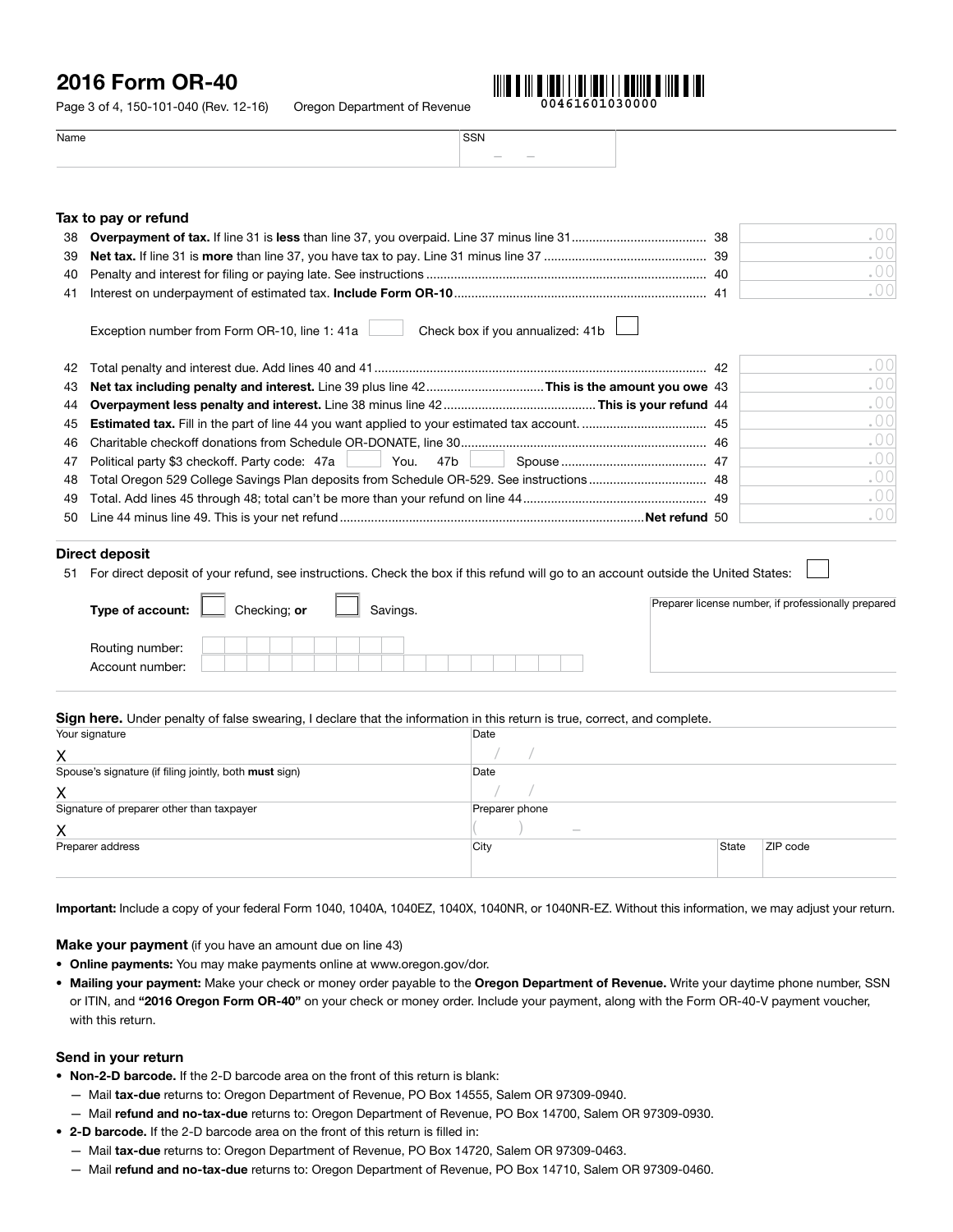# 2016 Form OR-40

Page 3 of 4, 150-101-040 (Rev. 12-16) Oregon Department of Revenue

00461601030000

| Name | SSN |
|---|---|
| | – – |

## Tax to pay or refund

| | | | |
|---|---|---|---|
| 38 | **Overpayment of tax.** If line 31 is **less** than line 37, you overpaid. Line 37 minus line 31 | 38 | .00 |
| 39 | **Net tax.** If line 31 is **more** than line 37, you have tax to pay. Line 31 minus line 37 | 39 | .00 |
| 40 | Penalty and interest for filing or paying late. See instructions | 40 | .00 |
| 41 | Interest on underpayment of estimated tax. **Include Form OR-10** | 41 | .00 |

Exception number from Form OR-10, line 1: 41a ☐ Check box if you annualized: 41b ☐

| | | | |
|---|---|---|---|
| 42 | Total penalty and interest due. Add lines 40 and 41 | 42 | .00 |
| 43 | **Net tax including penalty and interest.** Line 39 plus line 42 **This is the amount you owe** | 43 | .00 |
| 44 | **Overpayment less penalty and interest.** Line 38 minus line 42 **This is your refund** | 44 | .00 |
| 45 | **Estimated tax.** Fill in the part of line 44 you want applied to your estimated tax account. | 45 | .00 |
| 46 | Charitable checkoff donations from Schedule OR-DONATE, line 30 | 46 | .00 |
| 47 | Political party $3 checkoff. Party code: 47a ☐ You. 47b ☐ Spouse | 47 | .00 |
| 48 | Total Oregon 529 College Savings Plan deposits from Schedule OR-529. See instructions | 48 | .00 |
| 49 | Total. Add lines 45 through 48; total can't be more than your refund on line 44 | 49 | .00 |
| 50 | Line 44 minus line 49. This is your net refund **Net refund** | 50 | .00 |

## Direct deposit

51 For direct deposit of your refund, see instructions. Check the box if this refund will go to an account outside the United States: ☐

**Type of account:** ☐ Checking; **or** ☐ Savings.

Routing number:

Account number:

Preparer license number, if professionally prepared

**Sign here.** Under penalty of false swearing, I declare that the information in this return is true, correct, and complete.

| | | | |
|---|---|---|---|
| Your signature<br>X | Date<br>/ / | | |
| Spouse's signature (if filing jointly, both **must** sign)<br>X | Date<br>/ / | | |
| Signature of preparer other than taxpayer<br>X | Preparer phone<br>( ) – | | |
| Preparer address | City | State | ZIP code |

**Important:** Include a copy of your federal Form 1040, 1040A, 1040EZ, 1040X, 1040NR, or 1040NR-EZ. Without this information, we may adjust your return.

### Make your payment (if you have an amount due on line 43)

- **Online payments:** You may make payments online at www.oregon.gov/dor.
- **Mailing your payment:** Make your check or money order payable to the **Oregon Department of Revenue.** Write your daytime phone number, SSN or ITIN, and **"2016 Oregon Form OR-40"** on your check or money order. Include your payment, along with the Form OR-40-V payment voucher, with this return.

### Send in your return

- **Non-2-D barcode.** If the 2-D barcode area on the front of this return is blank:
  - Mail **tax-due** returns to: Oregon Department of Revenue, PO Box 14555, Salem OR 97309-0940.
  - Mail **refund and no-tax-due** returns to: Oregon Department of Revenue, PO Box 14700, Salem OR 97309-0930.
- **2-D barcode.** If the 2-D barcode area on the front of this return is filled in:
  - Mail **tax-due** returns to: Oregon Department of Revenue, PO Box 14720, Salem OR 97309-0463.
  - Mail **refund and no-tax-due** returns to: Oregon Department of Revenue, PO Box 14710, Salem OR 97309-0460.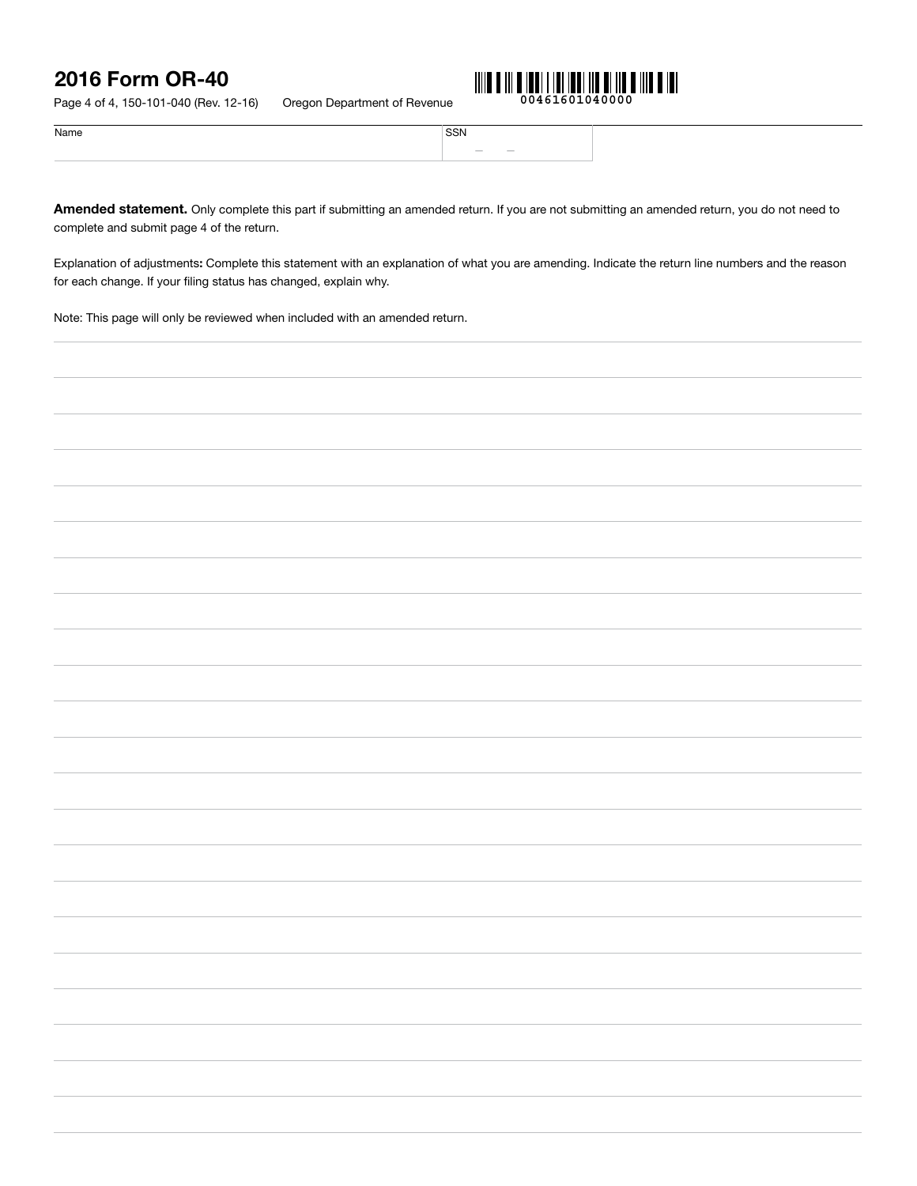# 2016 Form OR-40

150-101-040 (Rev. 12-16) Oregon Department of Revenue

00461601040000

| Name | SSN |
|---|---|
| | – – |

**Amended statement.** Only complete this part if submitting an amended return. If you are not submitting an amended return, you do not need to complete and submit page 4 of the return.

Explanation of adjustments**:** Complete this statement with an explanation of what you are amending. Indicate the return line numbers and the reason for each change. If your filing status has changed, explain why.

Note: This page will only be reviewed when included with an amended return.